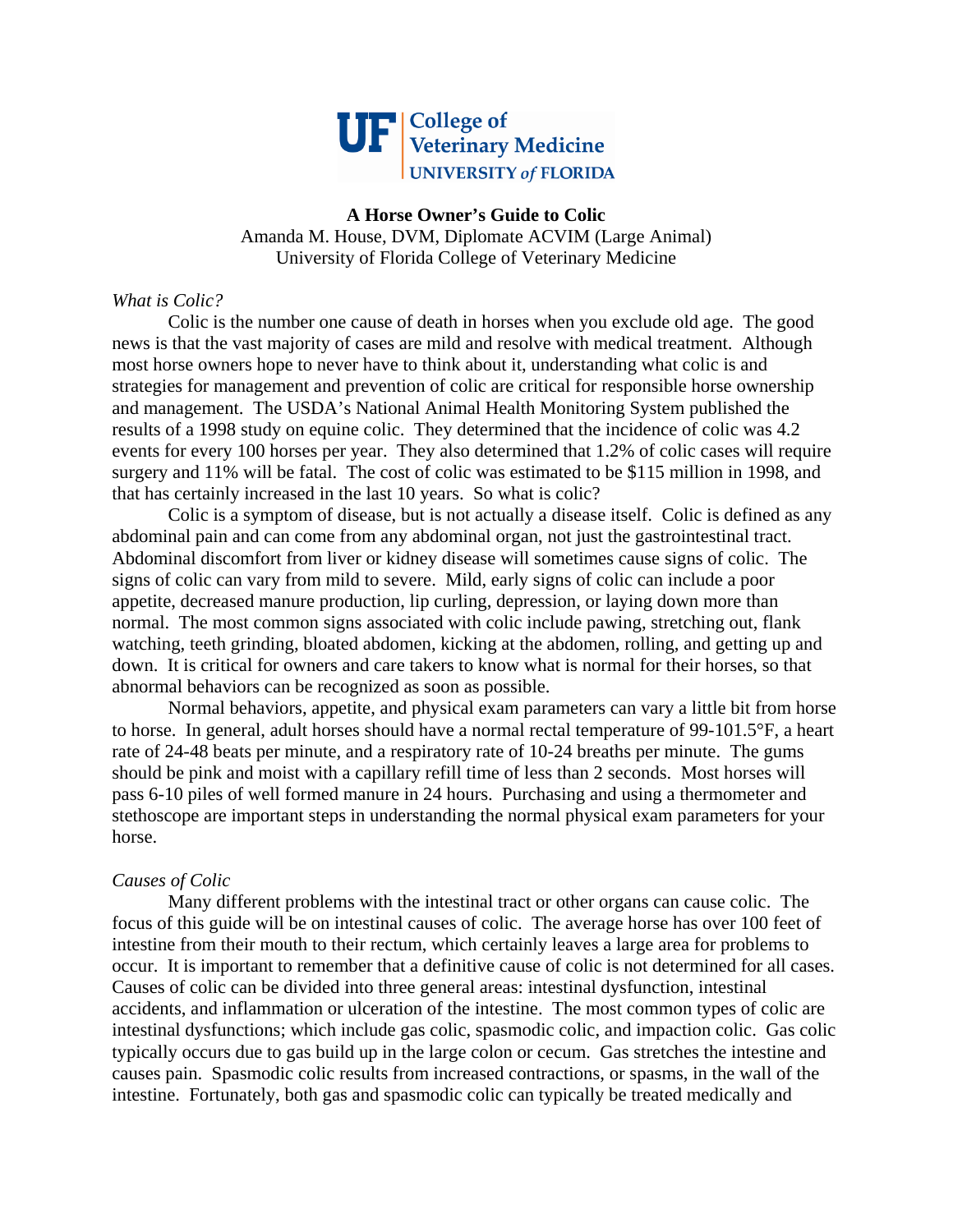UF | College of Veterinary Medicine UNIVERSITY of FLORIDA

# A Horse Owner's Guide to Colic

Amanda M. House, DVM, Diplomate ACVIM (Large Animal)
University of Florida College of Veterinary Medicine

## *What is Colic?*

Colic is the number one cause of death in horses when you exclude old age. The good news is that the vast majority of cases are mild and resolve with medical treatment. Although most horse owners hope to never have to think about it, understanding what colic is and strategies for management and prevention of colic are critical for responsible horse ownership and management. The USDA's National Animal Health Monitoring System published the results of a 1998 study on equine colic. They determined that the incidence of colic was 4.2 events for every 100 horses per year. They also determined that 1.2% of colic cases will require surgery and 11% will be fatal. The cost of colic was estimated to be $115 million in 1998, and that has certainly increased in the last 10 years. So what is colic?

Colic is a symptom of disease, but is not actually a disease itself. Colic is defined as any abdominal pain and can come from any abdominal organ, not just the gastrointestinal tract. Abdominal discomfort from liver or kidney disease will sometimes cause signs of colic. The signs of colic can vary from mild to severe. Mild, early signs of colic can include a poor appetite, decreased manure production, lip curling, depression, or laying down more than normal. The most common signs associated with colic include pawing, stretching out, flank watching, teeth grinding, bloated abdomen, kicking at the abdomen, rolling, and getting up and down. It is critical for owners and care takers to know what is normal for their horses, so that abnormal behaviors can be recognized as soon as possible.

Normal behaviors, appetite, and physical exam parameters can vary a little bit from horse to horse. In general, adult horses should have a normal rectal temperature of 99-101.5°F, a heart rate of 24-48 beats per minute, and a respiratory rate of 10-24 breaths per minute. The gums should be pink and moist with a capillary refill time of less than 2 seconds. Most horses will pass 6-10 piles of well formed manure in 24 hours. Purchasing and using a thermometer and stethoscope are important steps in understanding the normal physical exam parameters for your horse.

## *Causes of Colic*

Many different problems with the intestinal tract or other organs can cause colic. The focus of this guide will be on intestinal causes of colic. The average horse has over 100 feet of intestine from their mouth to their rectum, which certainly leaves a large area for problems to occur. It is important to remember that a definitive cause of colic is not determined for all cases. Causes of colic can be divided into three general areas: intestinal dysfunction, intestinal accidents, and inflammation or ulceration of the intestine. The most common types of colic are intestinal dysfunctions; which include gas colic, spasmodic colic, and impaction colic. Gas colic typically occurs due to gas build up in the large colon or cecum. Gas stretches the intestine and causes pain. Spasmodic colic results from increased contractions, or spasms, in the wall of the intestine. Fortunately, both gas and spasmodic colic can typically be treated medically and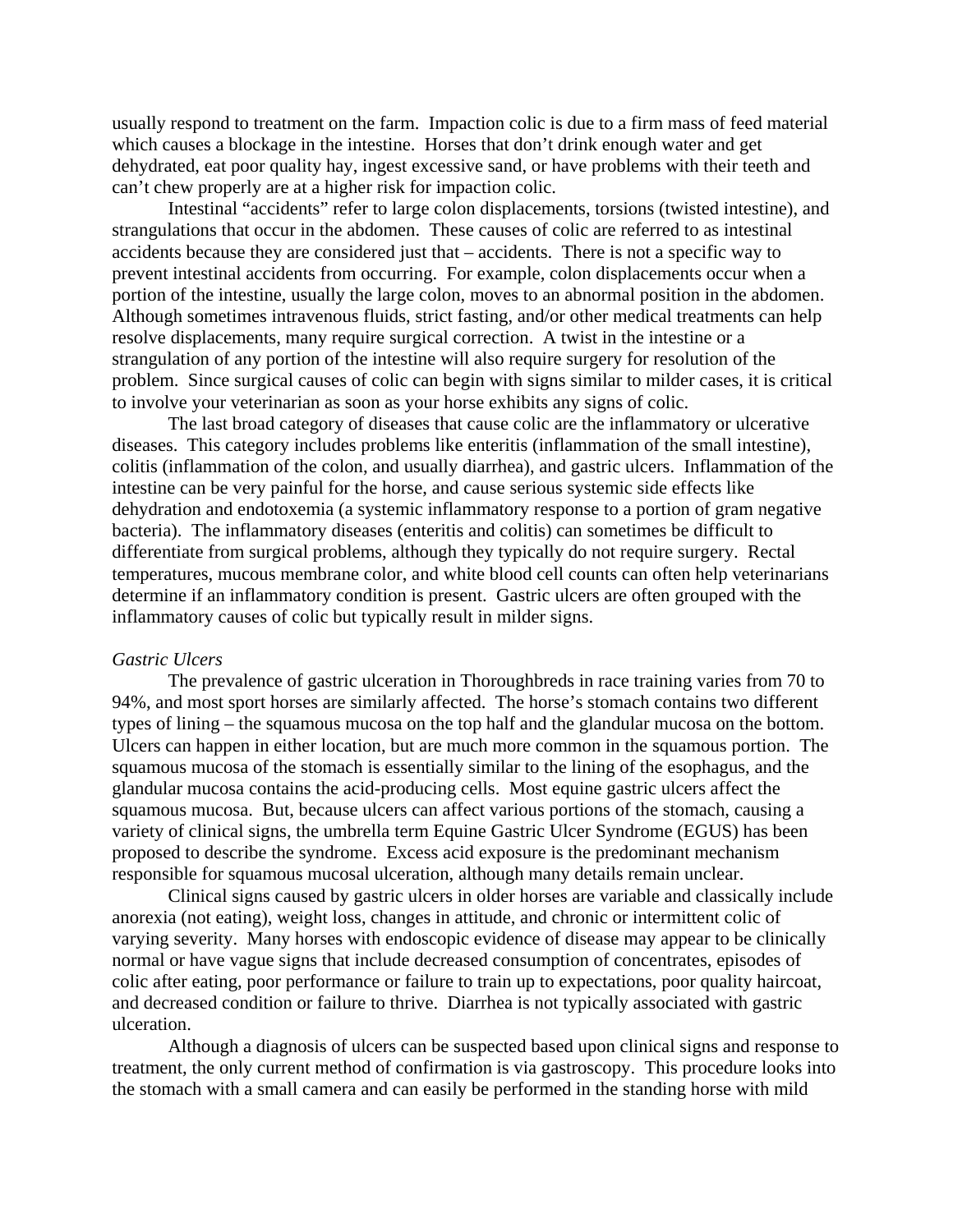usually respond to treatment on the farm. Impaction colic is due to a firm mass of feed material which causes a blockage in the intestine. Horses that don't drink enough water and get dehydrated, eat poor quality hay, ingest excessive sand, or have problems with their teeth and can't chew properly are at a higher risk for impaction colic.

Intestinal "accidents" refer to large colon displacements, torsions (twisted intestine), and strangulations that occur in the abdomen. These causes of colic are referred to as intestinal accidents because they are considered just that – accidents. There is not a specific way to prevent intestinal accidents from occurring. For example, colon displacements occur when a portion of the intestine, usually the large colon, moves to an abnormal position in the abdomen. Although sometimes intravenous fluids, strict fasting, and/or other medical treatments can help resolve displacements, many require surgical correction. A twist in the intestine or a strangulation of any portion of the intestine will also require surgery for resolution of the problem. Since surgical causes of colic can begin with signs similar to milder cases, it is critical to involve your veterinarian as soon as your horse exhibits any signs of colic.

The last broad category of diseases that cause colic are the inflammatory or ulcerative diseases. This category includes problems like enteritis (inflammation of the small intestine), colitis (inflammation of the colon, and usually diarrhea), and gastric ulcers. Inflammation of the intestine can be very painful for the horse, and cause serious systemic side effects like dehydration and endotoxemia (a systemic inflammatory response to a portion of gram negative bacteria). The inflammatory diseases (enteritis and colitis) can sometimes be difficult to differentiate from surgical problems, although they typically do not require surgery. Rectal temperatures, mucous membrane color, and white blood cell counts can often help veterinarians determine if an inflammatory condition is present. Gastric ulcers are often grouped with the inflammatory causes of colic but typically result in milder signs.

*Gastric Ulcers*

The prevalence of gastric ulceration in Thoroughbreds in race training varies from 70 to 94%, and most sport horses are similarly affected. The horse's stomach contains two different types of lining – the squamous mucosa on the top half and the glandular mucosa on the bottom. Ulcers can happen in either location, but are much more common in the squamous portion. The squamous mucosa of the stomach is essentially similar to the lining of the esophagus, and the glandular mucosa contains the acid-producing cells. Most equine gastric ulcers affect the squamous mucosa. But, because ulcers can affect various portions of the stomach, causing a variety of clinical signs, the umbrella term Equine Gastric Ulcer Syndrome (EGUS) has been proposed to describe the syndrome. Excess acid exposure is the predominant mechanism responsible for squamous mucosal ulceration, although many details remain unclear.

Clinical signs caused by gastric ulcers in older horses are variable and classically include anorexia (not eating), weight loss, changes in attitude, and chronic or intermittent colic of varying severity. Many horses with endoscopic evidence of disease may appear to be clinically normal or have vague signs that include decreased consumption of concentrates, episodes of colic after eating, poor performance or failure to train up to expectations, poor quality haircoat, and decreased condition or failure to thrive. Diarrhea is not typically associated with gastric ulceration.

Although a diagnosis of ulcers can be suspected based upon clinical signs and response to treatment, the only current method of confirmation is via gastroscopy. This procedure looks into the stomach with a small camera and can easily be performed in the standing horse with mild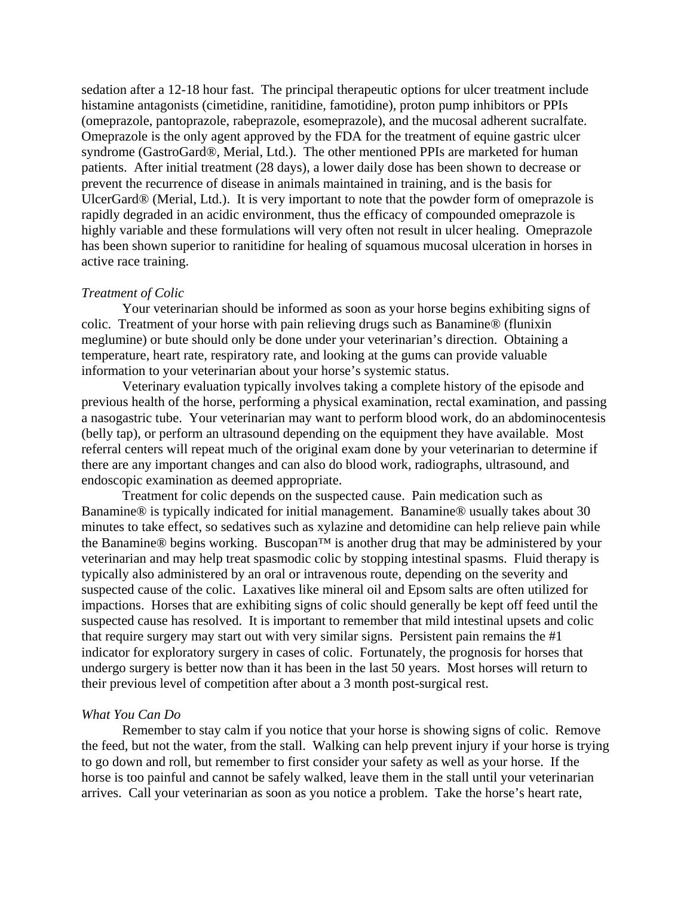sedation after a 12-18 hour fast. The principal therapeutic options for ulcer treatment include histamine antagonists (cimetidine, ranitidine, famotidine), proton pump inhibitors or PPIs (omeprazole, pantoprazole, rabeprazole, esomeprazole), and the mucosal adherent sucralfate. Omeprazole is the only agent approved by the FDA for the treatment of equine gastric ulcer syndrome (GastroGard®, Merial, Ltd.). The other mentioned PPIs are marketed for human patients. After initial treatment (28 days), a lower daily dose has been shown to decrease or prevent the recurrence of disease in animals maintained in training, and is the basis for UlcerGard® (Merial, Ltd.). It is very important to note that the powder form of omeprazole is rapidly degraded in an acidic environment, thus the efficacy of compounded omeprazole is highly variable and these formulations will very often not result in ulcer healing. Omeprazole has been shown superior to ranitidine for healing of squamous mucosal ulceration in horses in active race training.

*Treatment of Colic*

Your veterinarian should be informed as soon as your horse begins exhibiting signs of colic. Treatment of your horse with pain relieving drugs such as Banamine® (flunixin meglumine) or bute should only be done under your veterinarian's direction. Obtaining a temperature, heart rate, respiratory rate, and looking at the gums can provide valuable information to your veterinarian about your horse's systemic status.

Veterinary evaluation typically involves taking a complete history of the episode and previous health of the horse, performing a physical examination, rectal examination, and passing a nasogastric tube. Your veterinarian may want to perform blood work, do an abdominocentesis (belly tap), or perform an ultrasound depending on the equipment they have available. Most referral centers will repeat much of the original exam done by your veterinarian to determine if there are any important changes and can also do blood work, radiographs, ultrasound, and endoscopic examination as deemed appropriate.

Treatment for colic depends on the suspected cause. Pain medication such as Banamine® is typically indicated for initial management. Banamine® usually takes about 30 minutes to take effect, so sedatives such as xylazine and detomidine can help relieve pain while the Banamine® begins working. Buscopan™ is another drug that may be administered by your veterinarian and may help treat spasmodic colic by stopping intestinal spasms. Fluid therapy is typically also administered by an oral or intravenous route, depending on the severity and suspected cause of the colic. Laxatives like mineral oil and Epsom salts are often utilized for impactions. Horses that are exhibiting signs of colic should generally be kept off feed until the suspected cause has resolved. It is important to remember that mild intestinal upsets and colic that require surgery may start out with very similar signs. Persistent pain remains the #1 indicator for exploratory surgery in cases of colic. Fortunately, the prognosis for horses that undergo surgery is better now than it has been in the last 50 years. Most horses will return to their previous level of competition after about a 3 month post-surgical rest.

*What You Can Do*

Remember to stay calm if you notice that your horse is showing signs of colic. Remove the feed, but not the water, from the stall. Walking can help prevent injury if your horse is trying to go down and roll, but remember to first consider your safety as well as your horse. If the horse is too painful and cannot be safely walked, leave them in the stall until your veterinarian arrives. Call your veterinarian as soon as you notice a problem. Take the horse's heart rate,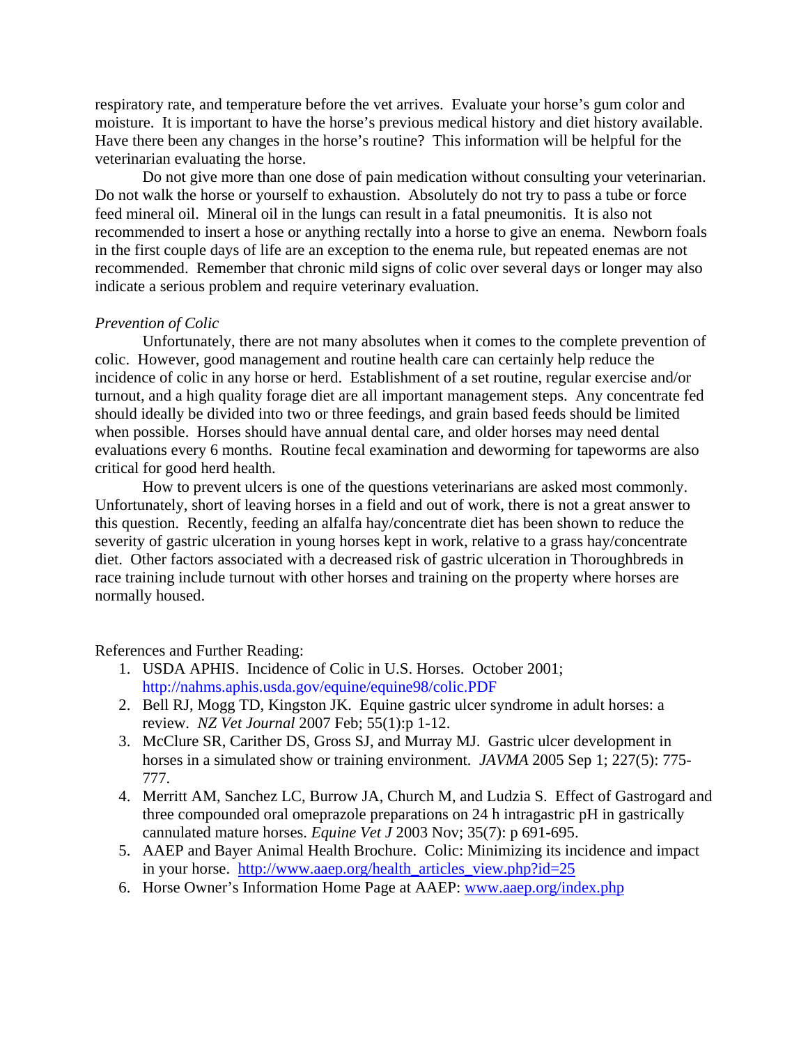respiratory rate, and temperature before the vet arrives. Evaluate your horse's gum color and moisture. It is important to have the horse's previous medical history and diet history available. Have there been any changes in the horse's routine? This information will be helpful for the veterinarian evaluating the horse.

Do not give more than one dose of pain medication without consulting your veterinarian. Do not walk the horse or yourself to exhaustion. Absolutely do not try to pass a tube or force feed mineral oil. Mineral oil in the lungs can result in a fatal pneumonitis. It is also not recommended to insert a hose or anything rectally into a horse to give an enema. Newborn foals in the first couple days of life are an exception to the enema rule, but repeated enemas are not recommended. Remember that chronic mild signs of colic over several days or longer may also indicate a serious problem and require veterinary evaluation.

*Prevention of Colic*

Unfortunately, there are not many absolutes when it comes to the complete prevention of colic. However, good management and routine health care can certainly help reduce the incidence of colic in any horse or herd. Establishment of a set routine, regular exercise and/or turnout, and a high quality forage diet are all important management steps. Any concentrate fed should ideally be divided into two or three feedings, and grain based feeds should be limited when possible. Horses should have annual dental care, and older horses may need dental evaluations every 6 months. Routine fecal examination and deworming for tapeworms are also critical for good herd health.

How to prevent ulcers is one of the questions veterinarians are asked most commonly. Unfortunately, short of leaving horses in a field and out of work, there is not a great answer to this question. Recently, feeding an alfalfa hay/concentrate diet has been shown to reduce the severity of gastric ulceration in young horses kept in work, relative to a grass hay/concentrate diet. Other factors associated with a decreased risk of gastric ulceration in Thoroughbreds in race training include turnout with other horses and training on the property where horses are normally housed.

References and Further Reading:

1. USDA APHIS. Incidence of Colic in U.S. Horses. October 2001; http://nahms.aphis.usda.gov/equine/equine98/colic.PDF
2. Bell RJ, Mogg TD, Kingston JK. Equine gastric ulcer syndrome in adult horses: a review. *NZ Vet Journal* 2007 Feb; 55(1):p 1-12.
3. McClure SR, Carither DS, Gross SJ, and Murray MJ. Gastric ulcer development in horses in a simulated show or training environment. *JAVMA* 2005 Sep 1; 227(5): 775-777.
4. Merritt AM, Sanchez LC, Burrow JA, Church M, and Ludzia S. Effect of Gastrogard and three compounded oral omeprazole preparations on 24 h intragastric pH in gastrically cannulated mature horses. *Equine Vet J* 2003 Nov; 35(7): p 691-695.
5. AAEP and Bayer Animal Health Brochure. Colic: Minimizing its incidence and impact in your horse. http://www.aaep.org/health_articles_view.php?id=25
6. Horse Owner's Information Home Page at AAEP: www.aaep.org/index.php